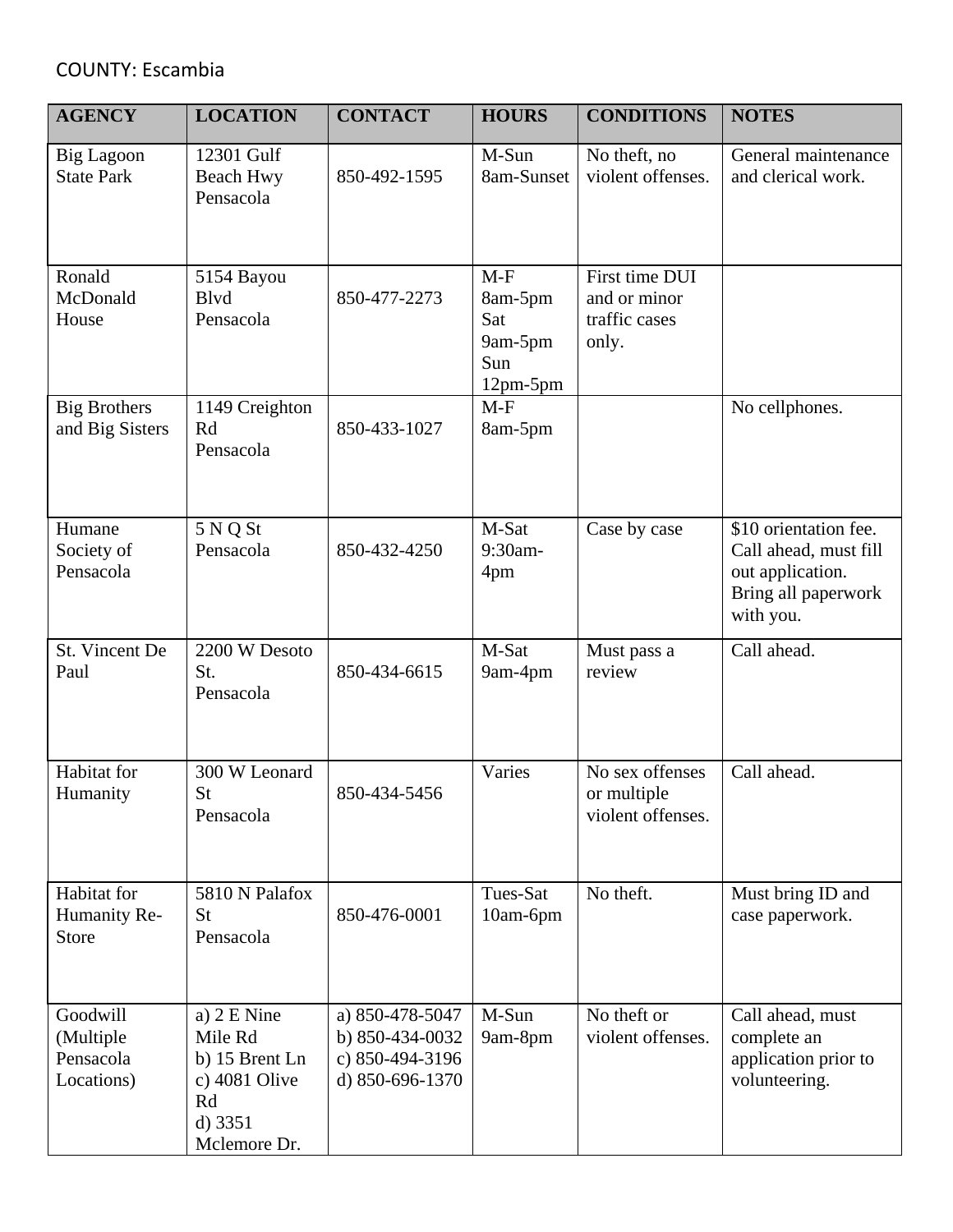COUNTY: Escambia

| AGENCY | LOCATION | CONTACT | HOURS | CONDITIONS | NOTES |
|---|---|---|---|---|---|
| Big Lagoon State Park | 12301 Gulf Beach Hwy Pensacola | 850-492-1595 | M-Sun 8am-Sunset | No theft, no violent offenses. | General maintenance and clerical work. |
| Ronald McDonald House | 5154 Bayou Blvd Pensacola | 850-477-2273 | M-F 8am-5pm Sat 9am-5pm Sun 12pm-5pm | First time DUI and or minor traffic cases only. | |
| Big Brothers and Big Sisters | 1149 Creighton Rd Pensacola | 850-433-1027 | M-F 8am-5pm | | No cellphones. |
| Humane Society of Pensacola | 5 N Q St Pensacola | 850-432-4250 | M-Sat 9:30am-4pm | Case by case | $10 orientation fee. Call ahead, must fill out application. Bring all paperwork with you. |
| St. Vincent De Paul | 2200 W Desoto St. Pensacola | 850-434-6615 | M-Sat 9am-4pm | Must pass a review | Call ahead. |
| Habitat for Humanity | 300 W Leonard St Pensacola | 850-434-5456 | Varies | No sex offenses or multiple violent offenses. | Call ahead. |
| Habitat for Humanity Re-Store | 5810 N Palafox St Pensacola | 850-476-0001 | Tues-Sat 10am-6pm | No theft. | Must bring ID and case paperwork. |
| Goodwill (Multiple Pensacola Locations) | a) 2 E Nine Mile Rd b) 15 Brent Ln c) 4081 Olive Rd d) 3351 Mclemore Dr. | a) 850-478-5047 b) 850-434-0032 c) 850-494-3196 d) 850-696-1370 | M-Sun 9am-8pm | No theft or violent offenses. | Call ahead, must complete an application prior to volunteering. |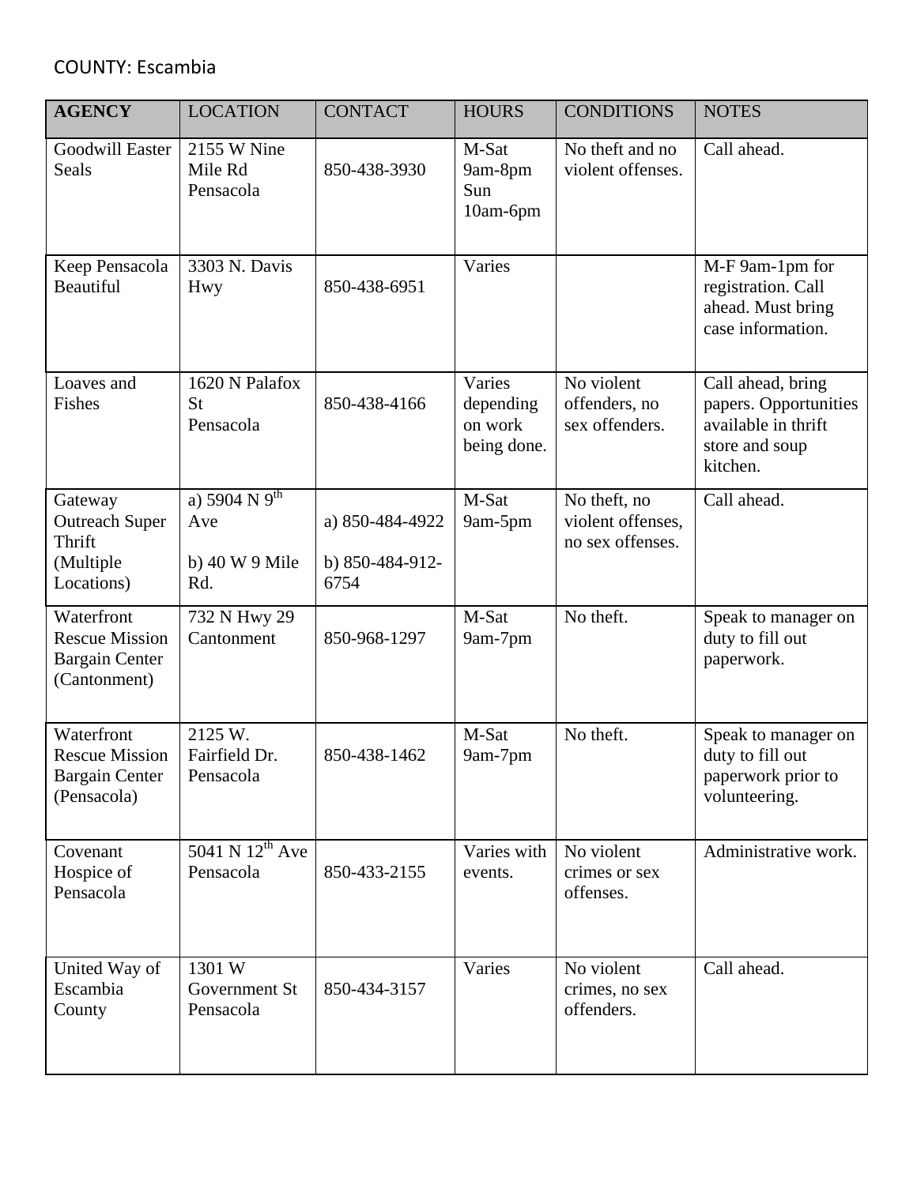COUNTY: Escambia

| AGENCY | LOCATION | CONTACT | HOURS | CONDITIONS | NOTES |
|---|---|---|---|---|---|
| Goodwill Easter Seals | 2155 W Nine Mile Rd Pensacola | 850-438-3930 | M-Sat 9am-8pm Sun 10am-6pm | No theft and no violent offenses. | Call ahead. |
| Keep Pensacola Beautiful | 3303 N. Davis Hwy | 850-438-6951 | Varies | | M-F 9am-1pm for registration. Call ahead. Must bring case information. |
| Loaves and Fishes | 1620 N Palafox St Pensacola | 850-438-4166 | Varies depending on work being done. | No violent offenders, no sex offenders. | Call ahead, bring papers. Opportunities available in thrift store and soup kitchen. |
| Gateway Outreach Super Thrift (Multiple Locations) | a) 5904 N 9th Ave<br>b) 40 W 9 Mile Rd. | a) 850-484-4922<br>b) 850-484-912-6754 | M-Sat 9am-5pm | No theft, no violent offenses, no sex offenses. | Call ahead. |
| Waterfront Rescue Mission Bargain Center (Cantonment) | 732 N Hwy 29 Cantonment | 850-968-1297 | M-Sat 9am-7pm | No theft. | Speak to manager on duty to fill out paperwork. |
| Waterfront Rescue Mission Bargain Center (Pensacola) | 2125 W. Fairfield Dr. Pensacola | 850-438-1462 | M-Sat 9am-7pm | No theft. | Speak to manager on duty to fill out paperwork prior to volunteering. |
| Covenant Hospice of Pensacola | 5041 N 12th Ave Pensacola | 850-433-2155 | Varies with events. | No violent crimes or sex offenses. | Administrative work. |
| United Way of Escambia County | 1301 W Government St Pensacola | 850-434-3157 | Varies | No violent crimes, no sex offenders. | Call ahead. |